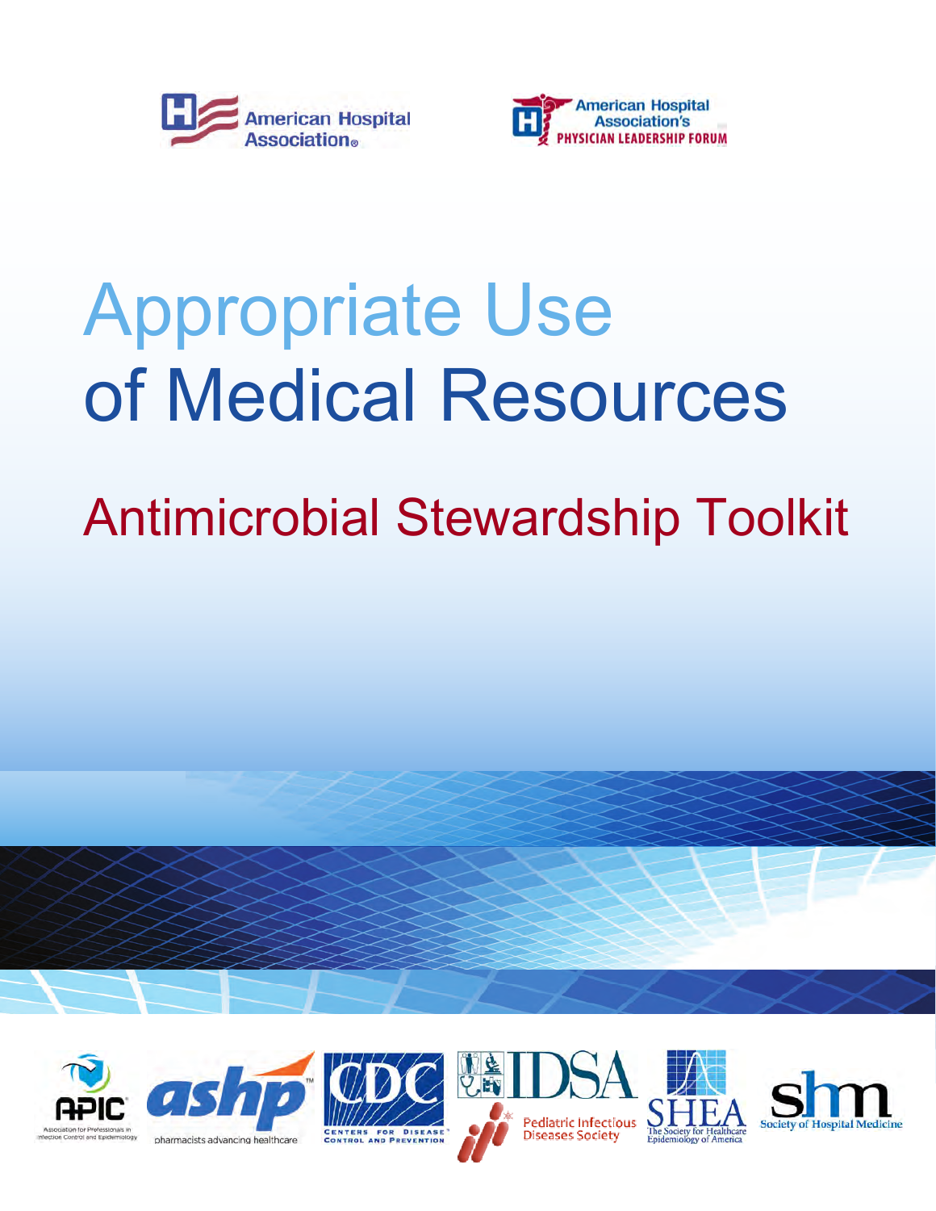American Hospital Association

American Hospital Association's Physician Leadership Forum

# Appropriate Use of Medical Resources

## Antimicrobial Stewardship Toolkit

APIC Association for Professionals in Infection Control and Epidemiology

ashp pharmacists advancing healthcare

CDC Centers for Disease Control and Prevention

IDSA

Pediatric Infectious Diseases Society

SHEA The Society for Healthcare Epidemiology of America

shm Society of Hospital Medicine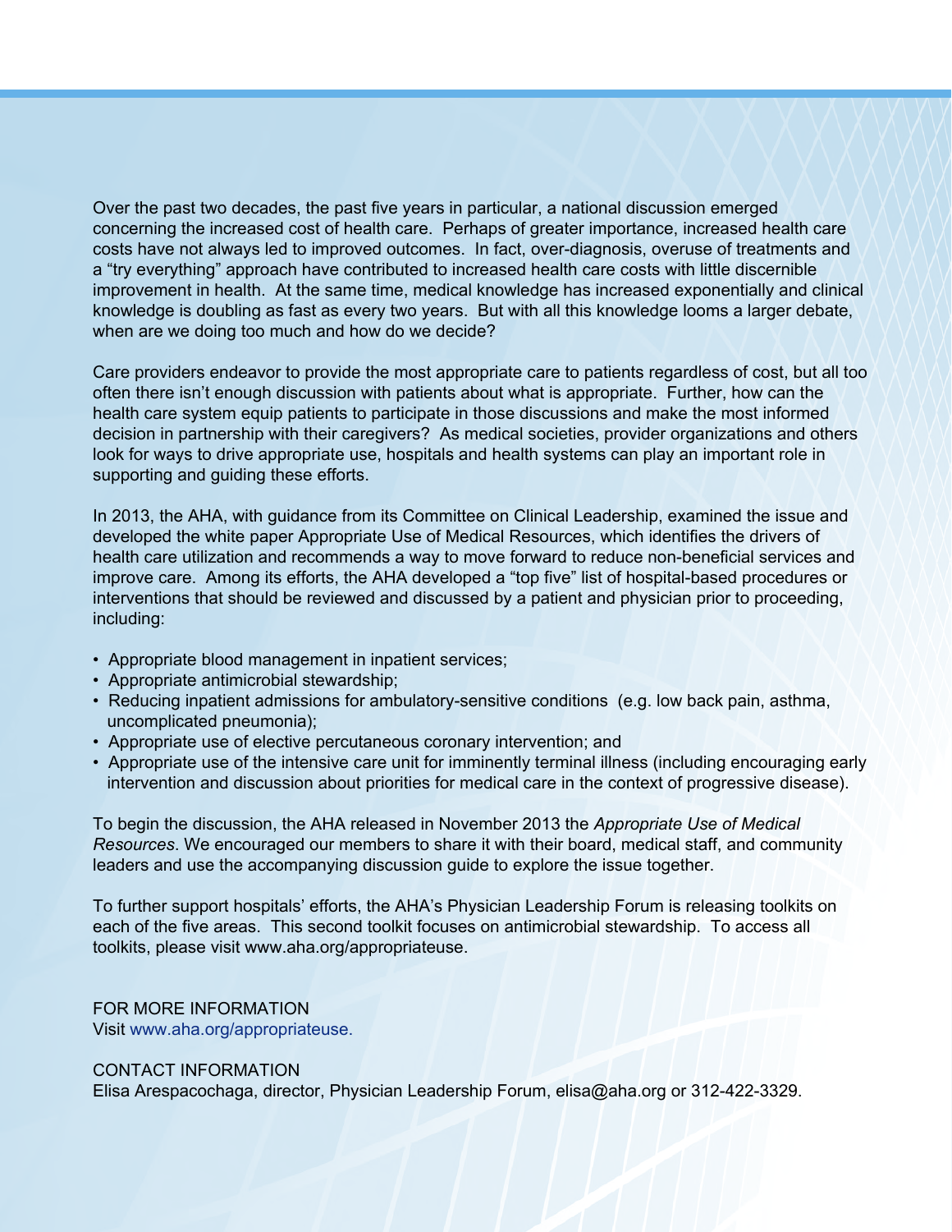Over the past two decades, the past five years in particular, a national discussion emerged concerning the increased cost of health care. Perhaps of greater importance, increased health care costs have not always led to improved outcomes. In fact, over-diagnosis, overuse of treatments and a "try everything" approach have contributed to increased health care costs with little discernible improvement in health. At the same time, medical knowledge has increased exponentially and clinical knowledge is doubling as fast as every two years. But with all this knowledge looms a larger debate, when are we doing too much and how do we decide?

Care providers endeavor to provide the most appropriate care to patients regardless of cost, but all too often there isn't enough discussion with patients about what is appropriate. Further, how can the health care system equip patients to participate in those discussions and make the most informed decision in partnership with their caregivers? As medical societies, provider organizations and others look for ways to drive appropriate use, hospitals and health systems can play an important role in supporting and guiding these efforts.

In 2013, the AHA, with guidance from its Committee on Clinical Leadership, examined the issue and developed the white paper Appropriate Use of Medical Resources, which identifies the drivers of health care utilization and recommends a way to move forward to reduce non-beneficial services and improve care. Among its efforts, the AHA developed a "top five" list of hospital-based procedures or interventions that should be reviewed and discussed by a patient and physician prior to proceeding, including:

- Appropriate blood management in inpatient services;
- Appropriate antimicrobial stewardship;
- Reducing inpatient admissions for ambulatory-sensitive conditions (e.g. low back pain, asthma, uncomplicated pneumonia);
- Appropriate use of elective percutaneous coronary intervention; and
- Appropriate use of the intensive care unit for imminently terminal illness (including encouraging early intervention and discussion about priorities for medical care in the context of progressive disease).

To begin the discussion, the AHA released in November 2013 the *Appropriate Use of Medical Resources*. We encouraged our members to share it with their board, medical staff, and community leaders and use the accompanying discussion guide to explore the issue together.

To further support hospitals' efforts, the AHA's Physician Leadership Forum is releasing toolkits on each of the five areas. This second toolkit focuses on antimicrobial stewardship. To access all toolkits, please visit www.aha.org/appropriateuse.

FOR MORE INFORMATION
Visit www.aha.org/appropriateuse.

CONTACT INFORMATION
Elisa Arespacochaga, director, Physician Leadership Forum, elisa@aha.org or 312-422-3329.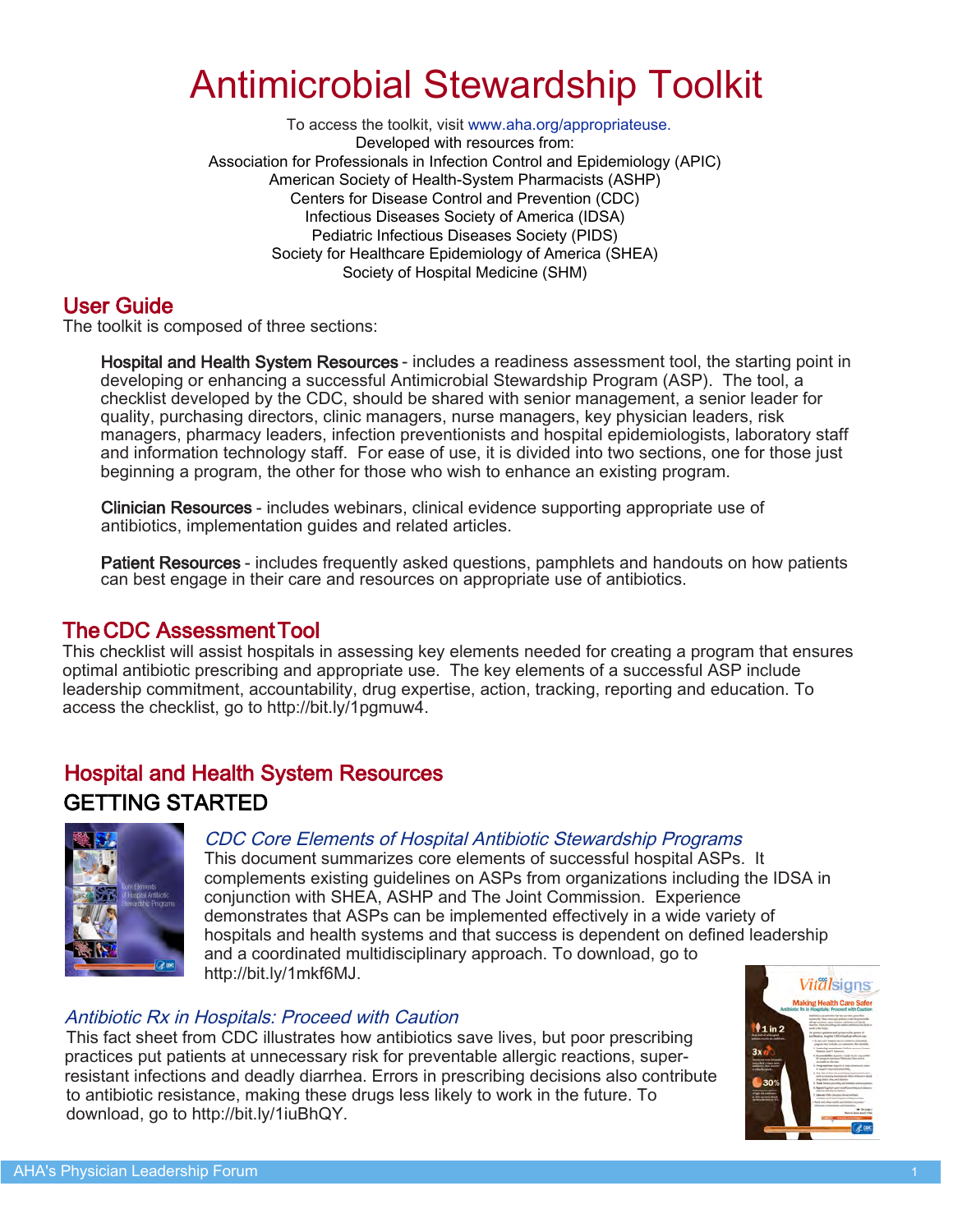# Antimicrobial Stewardship Toolkit

To access the toolkit, visit www.aha.org/appropriateuse.
Developed with resources from:
Association for Professionals in Infection Control and Epidemiology (APIC)
American Society of Health-System Pharmacists (ASHP)
Centers for Disease Control and Prevention (CDC)
Infectious Diseases Society of America (IDSA)
Pediatric Infectious Diseases Society (PIDS)
Society for Healthcare Epidemiology of America (SHEA)
Society of Hospital Medicine (SHM)

## User Guide

The toolkit is composed of three sections:

**Hospital and Health System Resources** - includes a readiness assessment tool, the starting point in developing or enhancing a successful Antimicrobial Stewardship Program (ASP). The tool, a checklist developed by the CDC, should be shared with senior management, a senior leader for quality, purchasing directors, clinic managers, nurse managers, key physician leaders, risk managers, pharmacy leaders, infection preventionists and hospital epidemiologists, laboratory staff and information technology staff. For ease of use, it is divided into two sections, one for those just beginning a program, the other for those who wish to enhance an existing program.

**Clinician Resources** - includes webinars, clinical evidence supporting appropriate use of antibiotics, implementation guides and related articles.

**Patient Resources** - includes frequently asked questions, pamphlets and handouts on how patients can best engage in their care and resources on appropriate use of antibiotics.

## The CDC Assessment Tool

This checklist will assist hospitals in assessing key elements needed for creating a program that ensures optimal antibiotic prescribing and appropriate use. The key elements of a successful ASP include leadership commitment, accountability, drug expertise, action, tracking, reporting and education. To access the checklist, go to http://bit.ly/1pgmuw4.

## Hospital and Health System Resources

### GETTING STARTED

*CDC Core Elements of Hospital Antibiotic Stewardship Programs*
This document summarizes core elements of successful hospital ASPs. It complements existing guidelines on ASPs from organizations including the IDSA in conjunction with SHEA, ASHP and The Joint Commission. Experience demonstrates that ASPs can be implemented effectively in a wide variety of hospitals and health systems and that success is dependent on defined leadership and a coordinated multidisciplinary approach. To download, go to http://bit.ly/1mkf6MJ.

*Antibiotic Rx in Hospitals: Proceed with Caution*
This fact sheet from CDC illustrates how antibiotics save lives, but poor prescribing practices put patients at unnecessary risk for preventable allergic reactions, super-resistant infections and deadly diarrhea. Errors in prescribing decisions also contribute to antibiotic resistance, making these drugs less likely to work in the future. To download, go to http://bit.ly/1iuBhQY.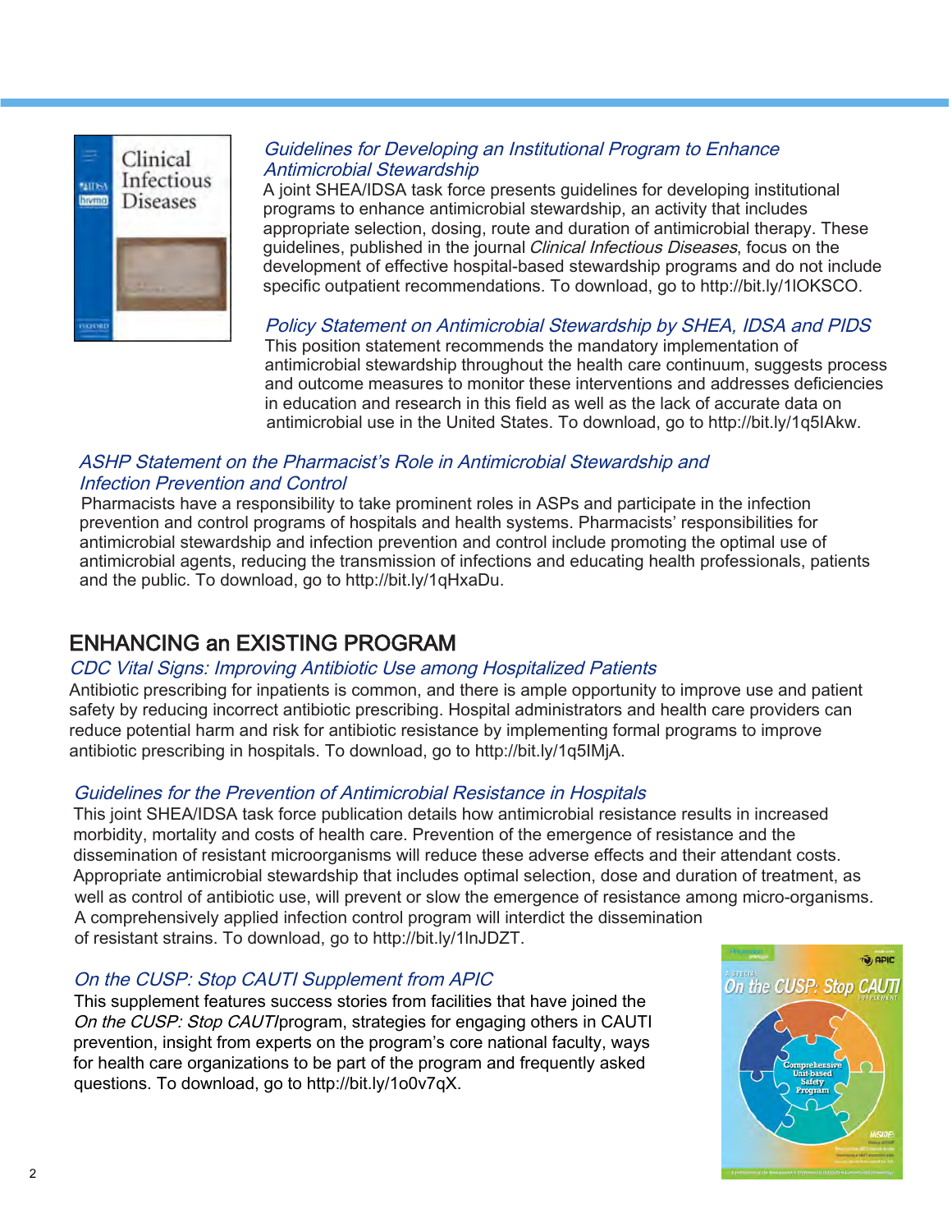### *Guidelines for Developing an Institutional Program to Enhance Antimicrobial Stewardship*

A joint SHEA/IDSA task force presents guidelines for developing institutional programs to enhance antimicrobial stewardship, an activity that includes appropriate selection, dosing, route and duration of antimicrobial therapy. These guidelines, published in the journal *Clinical Infectious Diseases*, focus on the development of effective hospital-based stewardship programs and do not include specific outpatient recommendations. To download, go to http://bit.ly/1lOKSCO.

### *Policy Statement on Antimicrobial Stewardship by SHEA, IDSA and PIDS*

This position statement recommends the mandatory implementation of antimicrobial stewardship throughout the health care continuum, suggests process and outcome measures to monitor these interventions and addresses deficiencies in education and research in this field as well as the lack of accurate data on antimicrobial use in the United States. To download, go to http://bit.ly/1q5IAkw.

### *ASHP Statement on the Pharmacist's Role in Antimicrobial Stewardship and Infection Prevention and Control*

Pharmacists have a responsibility to take prominent roles in ASPs and participate in the infection prevention and control programs of hospitals and health systems. Pharmacists' responsibilities for antimicrobial stewardship and infection prevention and control include promoting the optimal use of antimicrobial agents, reducing the transmission of infections and educating health professionals, patients and the public. To download, go to http://bit.ly/1qHxaDu.

## ENHANCING an EXISTING PROGRAM

### *CDC Vital Signs: Improving Antibiotic Use among Hospitalized Patients*

Antibiotic prescribing for inpatients is common, and there is ample opportunity to improve use and patient safety by reducing incorrect antibiotic prescribing. Hospital administrators and health care providers can reduce potential harm and risk for antibiotic resistance by implementing formal programs to improve antibiotic prescribing in hospitals. To download, go to http://bit.ly/1q5IMjA.

### *Guidelines for the Prevention of Antimicrobial Resistance in Hospitals*

This joint SHEA/IDSA task force publication details how antimicrobial resistance results in increased morbidity, mortality and costs of health care. Prevention of the emergence of resistance and the dissemination of resistant microorganisms will reduce these adverse effects and their attendant costs. Appropriate antimicrobial stewardship that includes optimal selection, dose and duration of treatment, as well as control of antibiotic use, will prevent or slow the emergence of resistance among micro-organisms. A comprehensively applied infection control program will interdict the dissemination of resistant strains. To download, go to http://bit.ly/1lnJDZT.

### *On the CUSP: Stop CAUTI Supplement from APIC*

This supplement features success stories from facilities that have joined the *On the CUSP: Stop CAUTI* program, strategies for engaging others in CAUTI prevention, insight from experts on the program's core national faculty, ways for health care organizations to be part of the program and frequently asked questions. To download, go to http://bit.ly/1o0v7qX.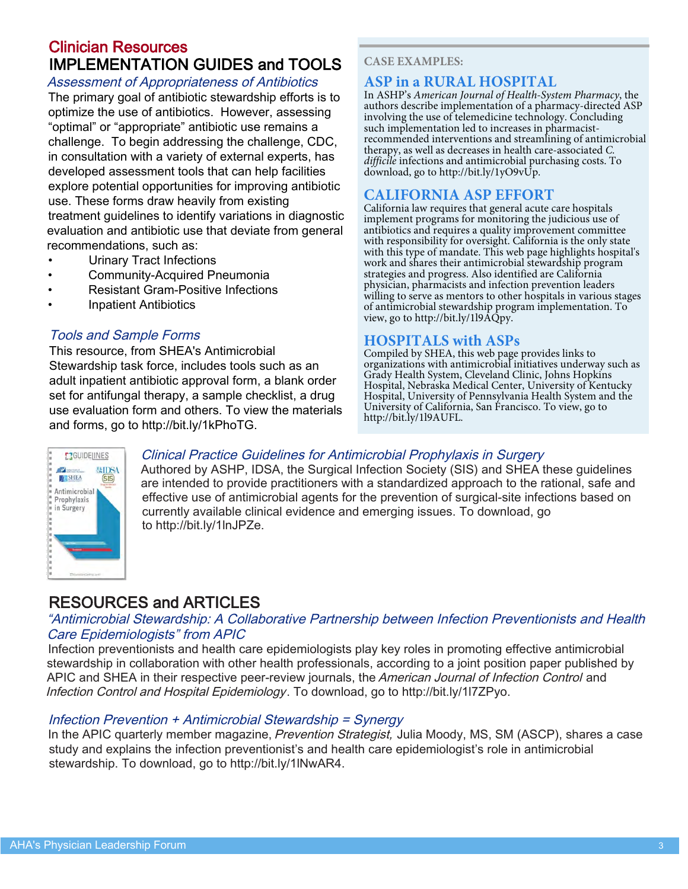## Clinician Resources

## IMPLEMENTATION GUIDES and TOOLS

### *Assessment of Appropriateness of Antibiotics*

The primary goal of antibiotic stewardship efforts is to optimize the use of antibiotics. However, assessing "optimal" or "appropriate" antibiotic use remains a challenge. To begin addressing the challenge, CDC, in consultation with a variety of external experts, has developed assessment tools that can help facilities explore potential opportunities for improving antibiotic use. These forms draw heavily from existing treatment guidelines to identify variations in diagnostic evaluation and antibiotic use that deviate from general recommendations, such as:

- Urinary Tract Infections
- Community-Acquired Pneumonia
- Resistant Gram-Positive Infections
- Inpatient Antibiotics

### *Tools and Sample Forms*

This resource, from SHEA's Antimicrobial Stewardship task force, includes tools such as an adult inpatient antibiotic approval form, a blank order set for antifungal therapy, a sample checklist, a drug use evaluation form and others. To view the materials and forms, go to http://bit.ly/1kPhoTG.

**CASE EXAMPLES:**

### ASP in a RURAL HOSPITAL

In ASHP's *American Journal of Health-System Pharmacy*, the authors describe implementation of a pharmacy-directed ASP involving the use of telemedicine technology. Concluding such implementation led to increases in pharmacist-recommended interventions and streamlining of antimicrobial therapy, as well as decreases in health care-associated *C. difficile* infections and antimicrobial purchasing costs. To download, go to http://bit.ly/1yO9vUp.

### CALIFORNIA ASP EFFORT

California law requires that general acute care hospitals implement programs for monitoring the judicious use of antibiotics and requires a quality improvement committee with responsibility for oversight. California is the only state with this type of mandate. This web page highlights hospital's work and shares their antimicrobial stewardship program strategies and progress. Also identified are California physician, pharmacists and infection prevention leaders willing to serve as mentors to other hospitals in various stages of antimicrobial stewardship program implementation. To view, go to http://bit.ly/1l9AQpy.

### HOSPITALS with ASPs

Compiled by SHEA, this web page provides links to organizations with antimicrobial initiatives underway such as Grady Health System, Cleveland Clinic, Johns Hopkins Hospital, Nebraska Medical Center, University of Kentucky Hospital, University of Pennsylvania Health System and the University of California, San Francisco. To view, go to http://bit.ly/1l9AUFL.

### *Clinical Practice Guidelines for Antimicrobial Prophylaxis in Surgery*

Authored by ASHP, IDSA, the Surgical Infection Society (SIS) and SHEA these guidelines are intended to provide practitioners with a standardized approach to the rational, safe and effective use of antimicrobial agents for the prevention of surgical-site infections based on currently available clinical evidence and emerging issues. To download, go to http://bit.ly/1lnJPZe.

## RESOURCES and ARTICLES

### *"Antimicrobial Stewardship: A Collaborative Partnership between Infection Preventionists and Health Care Epidemiologists" from APIC*

Infection preventionists and health care epidemiologists play key roles in promoting effective antimicrobial stewardship in collaboration with other health professionals, according to a joint position paper published by APIC and SHEA in their respective peer-review journals, the *American Journal of Infection Control* and *Infection Control and Hospital Epidemiology*. To download, go to http://bit.ly/1l7ZPyo.

### *Infection Prevention + Antimicrobial Stewardship = Synergy*

In the APIC quarterly member magazine, *Prevention Strategist,* Julia Moody, MS, SM (ASCP), shares a case study and explains the infection preventionist's and health care epidemiologist's role in antimicrobial stewardship. To download, go to http://bit.ly/1lNwAR4.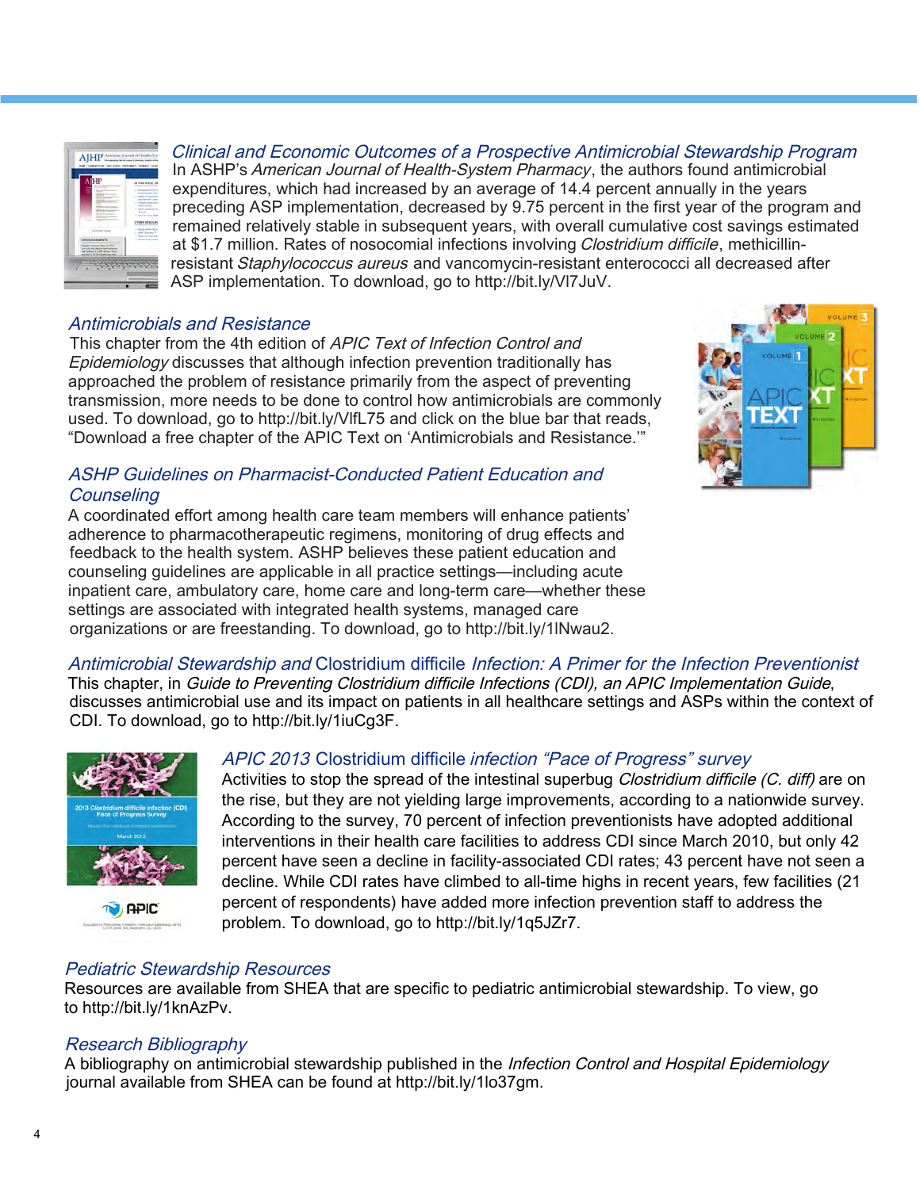### *Clinical and Economic Outcomes of a Prospective Antimicrobial Stewardship Program*

In ASHP's *American Journal of Health-System Pharmacy*, the authors found antimicrobial expenditures, which had increased by an average of 14.4 percent annually in the years preceding ASP implementation, decreased by 9.75 percent in the first year of the program and remained relatively stable in subsequent years, with overall cumulative cost savings estimated at $1.7 million. Rates of nosocomial infections involving *Clostridium difficile*, methicillin-resistant *Staphylococcus aureus* and vancomycin-resistant enterococci all decreased after ASP implementation. To download, go to http://bit.ly/Vl7JuV.

### *Antimicrobials and Resistance*

This chapter from the 4th edition of *APIC Text of Infection Control and Epidemiology* discusses that although infection prevention traditionally has approached the problem of resistance primarily from the aspect of preventing transmission, more needs to be done to control how antimicrobials are commonly used. To download, go to http://bit.ly/VlfL75 and click on the blue bar that reads, "Download a free chapter of the APIC Text on 'Antimicrobials and Resistance.'"

### *ASHP Guidelines on Pharmacist-Conducted Patient Education and Counseling*

A coordinated effort among health care team members will enhance patients' adherence to pharmacotherapeutic regimens, monitoring of drug effects and feedback to the health system. ASHP believes these patient education and counseling guidelines are applicable in all practice settings—including acute inpatient care, ambulatory care, home care and long-term care—whether these settings are associated with integrated health systems, managed care organizations or are freestanding. To download, go to http://bit.ly/1lNwau2.

### *Antimicrobial Stewardship and* Clostridium difficile *Infection: A Primer for the Infection Preventionist*

This chapter, in *Guide to Preventing Clostridium difficile Infections (CDI), an APIC Implementation Guide*, discusses antimicrobial use and its impact on patients in all healthcare settings and ASPs within the context of CDI. To download, go to http://bit.ly/1iuCg3F.

### *APIC 2013* Clostridium difficile *infection "Pace of Progress" survey*

Activities to stop the spread of the intestinal superbug *Clostridium difficile (C. diff)* are on the rise, but they are not yielding large improvements, according to a nationwide survey. According to the survey, 70 percent of infection preventionists have adopted additional interventions in their health care facilities to address CDI since March 2010, but only 42 percent have seen a decline in facility-associated CDI rates; 43 percent have not seen a decline. While CDI rates have climbed to all-time highs in recent years, few facilities (21 percent of respondents) have added more infection prevention staff to address the problem. To download, go to http://bit.ly/1q5JZr7.

### *Pediatric Stewardship Resources*

Resources are available from SHEA that are specific to pediatric antimicrobial stewardship. To view, go to http://bit.ly/1knAzPv.

### *Research Bibliography*

A bibliography on antimicrobial stewardship published in the *Infection Control and Hospital Epidemiology* journal available from SHEA can be found at http://bit.ly/1lo37gm.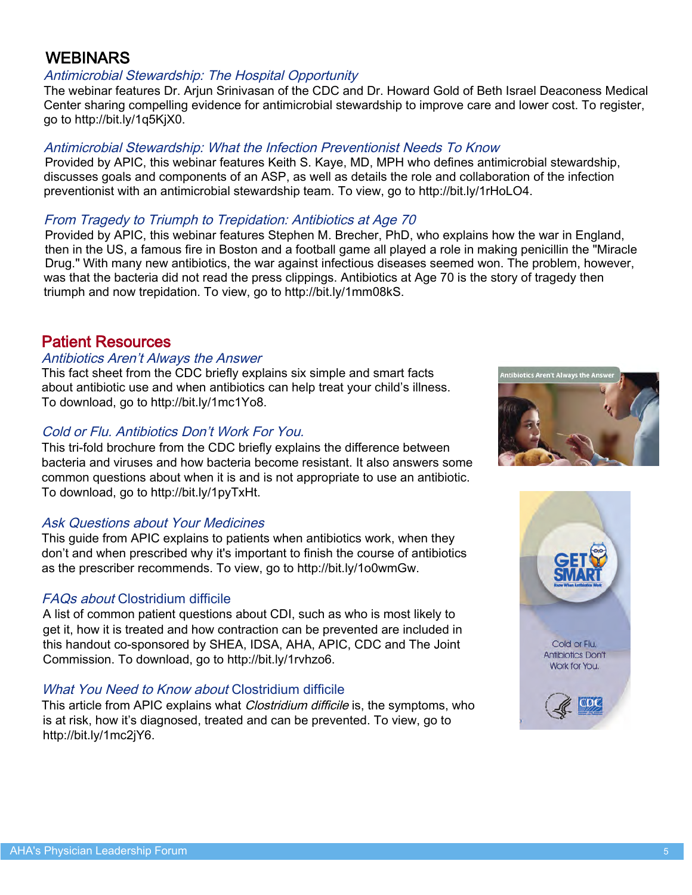## WEBINARS

*Antimicrobial Stewardship: The Hospital Opportunity*

The webinar features Dr. Arjun Srinivasan of the CDC and Dr. Howard Gold of Beth Israel Deaconess Medical Center sharing compelling evidence for antimicrobial stewardship to improve care and lower cost. To register, go to http://bit.ly/1q5KjX0.

*Antimicrobial Stewardship: What the Infection Preventionist Needs To Know*

Provided by APIC, this webinar features Keith S. Kaye, MD, MPH who defines antimicrobial stewardship, discusses goals and components of an ASP, as well as details the role and collaboration of the infection preventionist with an antimicrobial stewardship team. To view, go to http://bit.ly/1rHoLO4.

*From Tragedy to Triumph to Trepidation: Antibiotics at Age 70*

Provided by APIC, this webinar features Stephen M. Brecher, PhD, who explains how the war in England, then in the US, a famous fire in Boston and a football game all played a role in making penicillin the "Miracle Drug." With many new antibiotics, the war against infectious diseases seemed won. The problem, however, was that the bacteria did not read the press clippings. Antibiotics at Age 70 is the story of tragedy then triumph and now trepidation. To view, go to http://bit.ly/1mm08kS.

## Patient Resources

*Antibiotics Aren't Always the Answer*

This fact sheet from the CDC briefly explains six simple and smart facts about antibiotic use and when antibiotics can help treat your child's illness. To download, go to http://bit.ly/1mc1Yo8.

*Cold or Flu. Antibiotics Don't Work For You.*

This tri-fold brochure from the CDC briefly explains the difference between bacteria and viruses and how bacteria become resistant. It also answers some common questions about when it is and is not appropriate to use an antibiotic. To download, go to http://bit.ly/1pyTxHt.

*Ask Questions about Your Medicines*

This guide from APIC explains to patients when antibiotics work, when they don't and when prescribed why it's important to finish the course of antibiotics as the prescriber recommends. To view, go to http://bit.ly/1o0wmGw.

*FAQs about* Clostridium difficile

A list of common patient questions about CDI, such as who is most likely to get it, how it is treated and how contraction can be prevented are included in this handout co-sponsored by SHEA, IDSA, AHA, APIC, CDC and The Joint Commission. To download, go to http://bit.ly/1rvhzo6.

*What You Need to Know about* Clostridium difficile

This article from APIC explains what *Clostridium difficile* is, the symptoms, who is at risk, how it's diagnosed, treated and can be prevented. To view, go to http://bit.ly/1mc2jY6.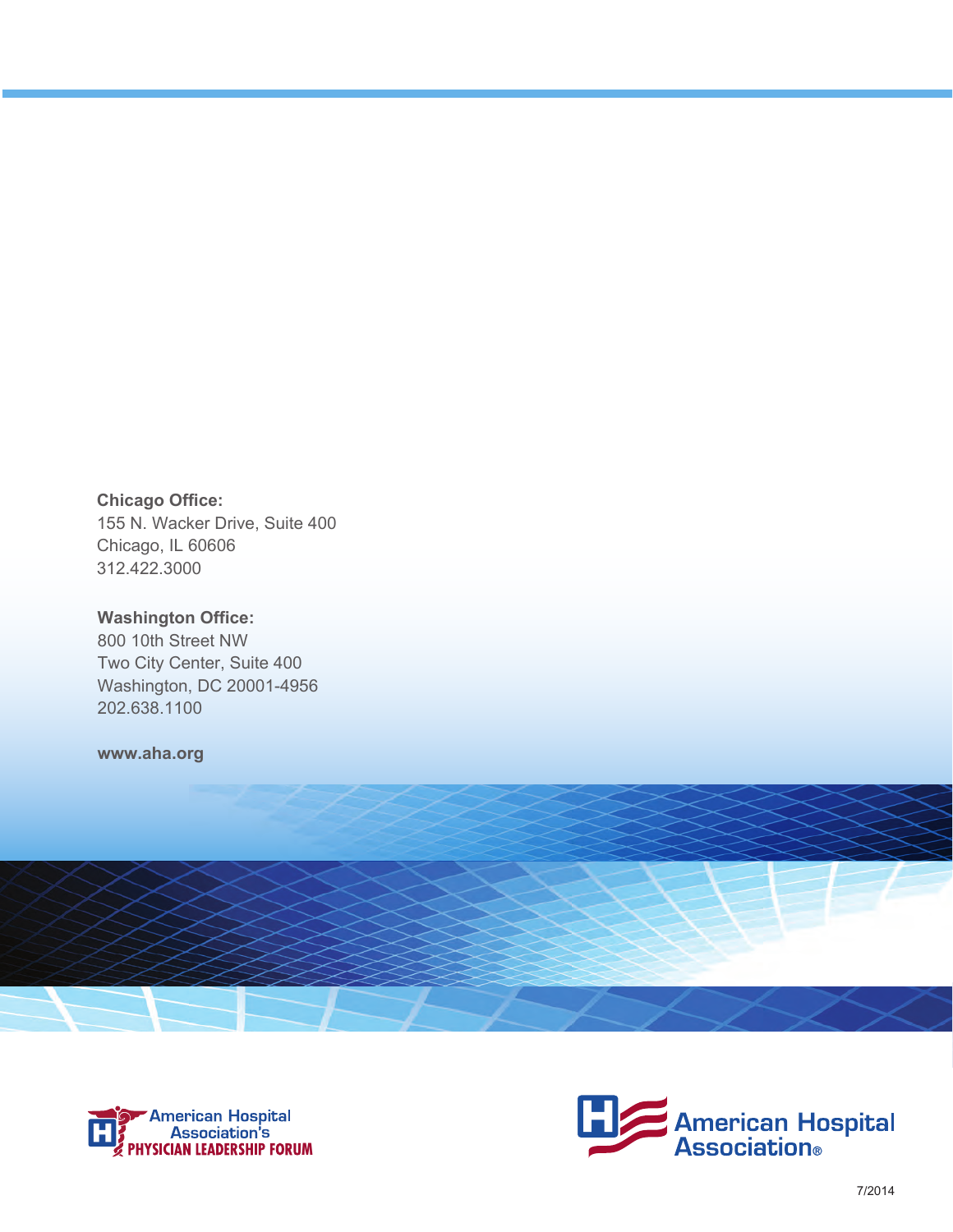**Chicago Office:**
155 N. Wacker Drive, Suite 400
Chicago, IL 60606
312.422.3000

**Washington Office:**
800 10th Street NW
Two City Center, Suite 400
Washington, DC 20001-4956
202.638.1100

**www.aha.org**

American Hospital Association's PHYSICIAN LEADERSHIP FORUM

American Hospital Association®

7/2014